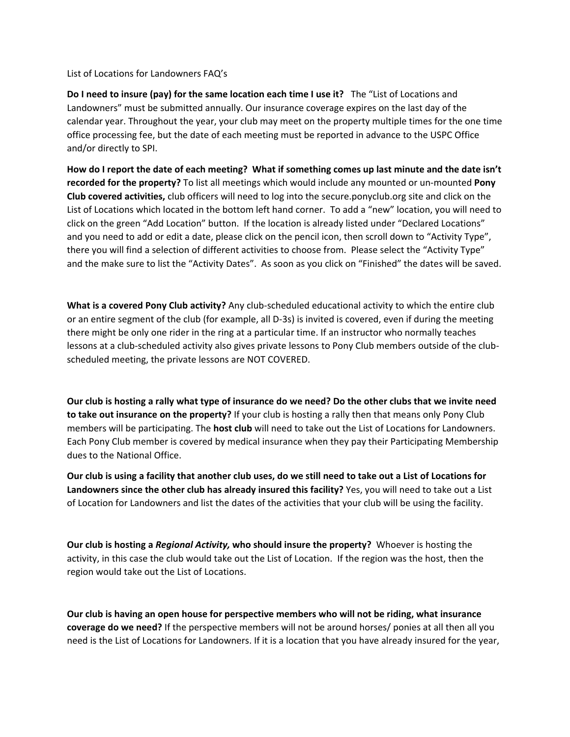List of Locations for Landowners FAQ's

**Do I need to insure (pay) for the same location each time I use it?** The "List of Locations and Landowners" must be submitted annually. Our insurance coverage expires on the last day of the calendar year. Throughout the year, your club may meet on the property multiple times for the one time office processing fee, but the date of each meeting must be reported in advance to the USPC Office and/or directly to SPI.

**How do I report the date of each meeting? What if something comes up last minute and the date isn't recorded for the property?** To list all meetings which would include any mounted or un-mounted **Pony Club covered activities,** club officers will need to log into the secure.ponyclub.org site and click on the List of Locations which located in the bottom left hand corner. To add a "new" location, you will need to click on the green "Add Location" button. If the location is already listed under "Declared Locations" and you need to add or edit a date, please click on the pencil icon, then scroll down to "Activity Type", there you will find a selection of different activities to choose from. Please select the "Activity Type" and the make sure to list the "Activity Dates". As soon as you click on "Finished" the dates will be saved.

**What is a covered Pony Club activity?** Any club-scheduled educational activity to which the entire club or an entire segment of the club (for example, all D-3s) is invited is covered, even if during the meeting there might be only one rider in the ring at a particular time. If an instructor who normally teaches lessons at a club-scheduled activity also gives private lessons to Pony Club members outside of the club-scheduled meeting, the private lessons are NOT COVERED.

**Our club is hosting a rally what type of insurance do we need? Do the other clubs that we invite need to take out insurance on the property?** If your club is hosting a rally then that means only Pony Club members will be participating. The **host club** will need to take out the List of Locations for Landowners. Each Pony Club member is covered by medical insurance when they pay their Participating Membership dues to the National Office.

**Our club is using a facility that another club uses, do we still need to take out a List of Locations for Landowners since the other club has already insured this facility?** Yes, you will need to take out a List of Location for Landowners and list the dates of the activities that your club will be using the facility.

**Our club is hosting a *Regional Activity,* who should insure the property?** Whoever is hosting the activity, in this case the club would take out the List of Location. If the region was the host, then the region would take out the List of Locations.

**Our club is having an open house for perspective members who will not be riding, what insurance coverage do we need?** If the perspective members will not be around horses/ ponies at all then all you need is the List of Locations for Landowners. If it is a location that you have already insured for the year,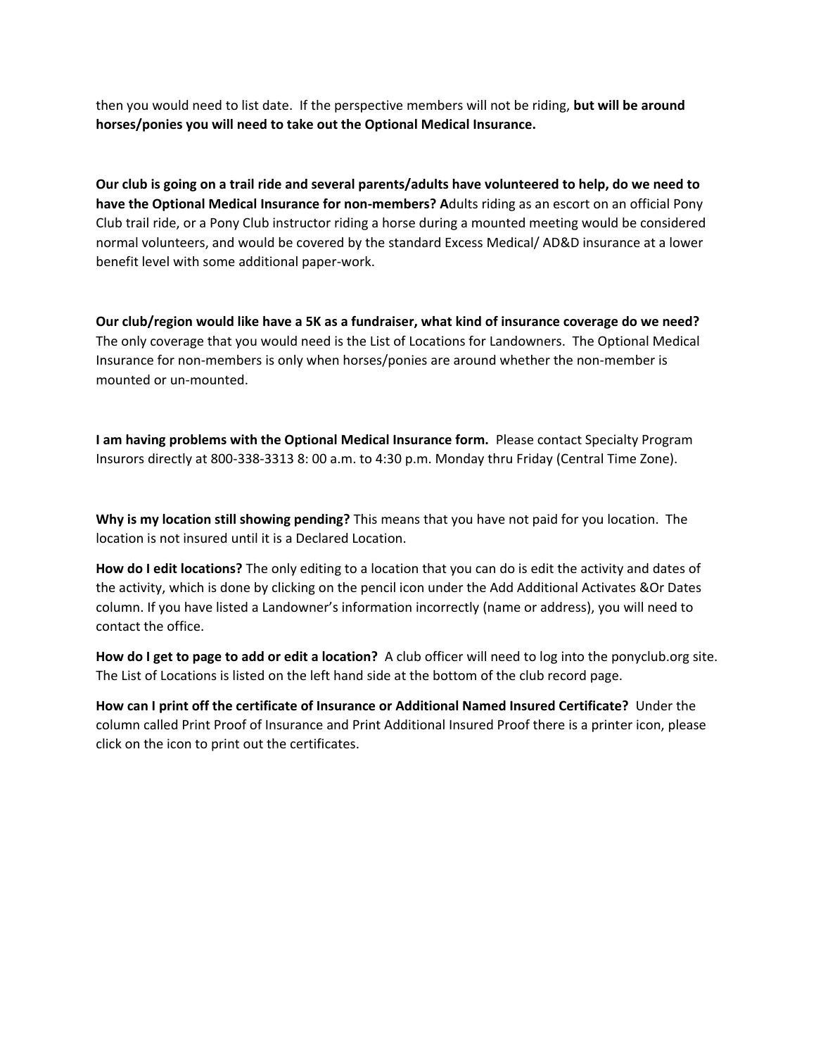then you would need to list date. If the perspective members will not be riding, **but will be around horses/ponies you will need to take out the Optional Medical Insurance.**

**Our club is going on a trail ride and several parents/adults have volunteered to help, do we need to have the Optional Medical Insurance for non-members? A**dults riding as an escort on an official Pony Club trail ride, or a Pony Club instructor riding a horse during a mounted meeting would be considered normal volunteers, and would be covered by the standard Excess Medical/ AD&D insurance at a lower benefit level with some additional paper-work.

**Our club/region would like have a 5K as a fundraiser, what kind of insurance coverage do we need?** The only coverage that you would need is the List of Locations for Landowners. The Optional Medical Insurance for non-members is only when horses/ponies are around whether the non-member is mounted or un-mounted.

**I am having problems with the Optional Medical Insurance form.** Please contact Specialty Program Insurors directly at 800-338-3313 8: 00 a.m. to 4:30 p.m. Monday thru Friday (Central Time Zone).

**Why is my location still showing pending?** This means that you have not paid for you location. The location is not insured until it is a Declared Location.

**How do I edit locations?** The only editing to a location that you can do is edit the activity and dates of the activity, which is done by clicking on the pencil icon under the Add Additional Activates &Or Dates column. If you have listed a Landowner's information incorrectly (name or address), you will need to contact the office.

**How do I get to page to add or edit a location?** A club officer will need to log into the ponyclub.org site. The List of Locations is listed on the left hand side at the bottom of the club record page.

**How can I print off the certificate of Insurance or Additional Named Insured Certificate?** Under the column called Print Proof of Insurance and Print Additional Insured Proof there is a printer icon, please click on the icon to print out the certificates.